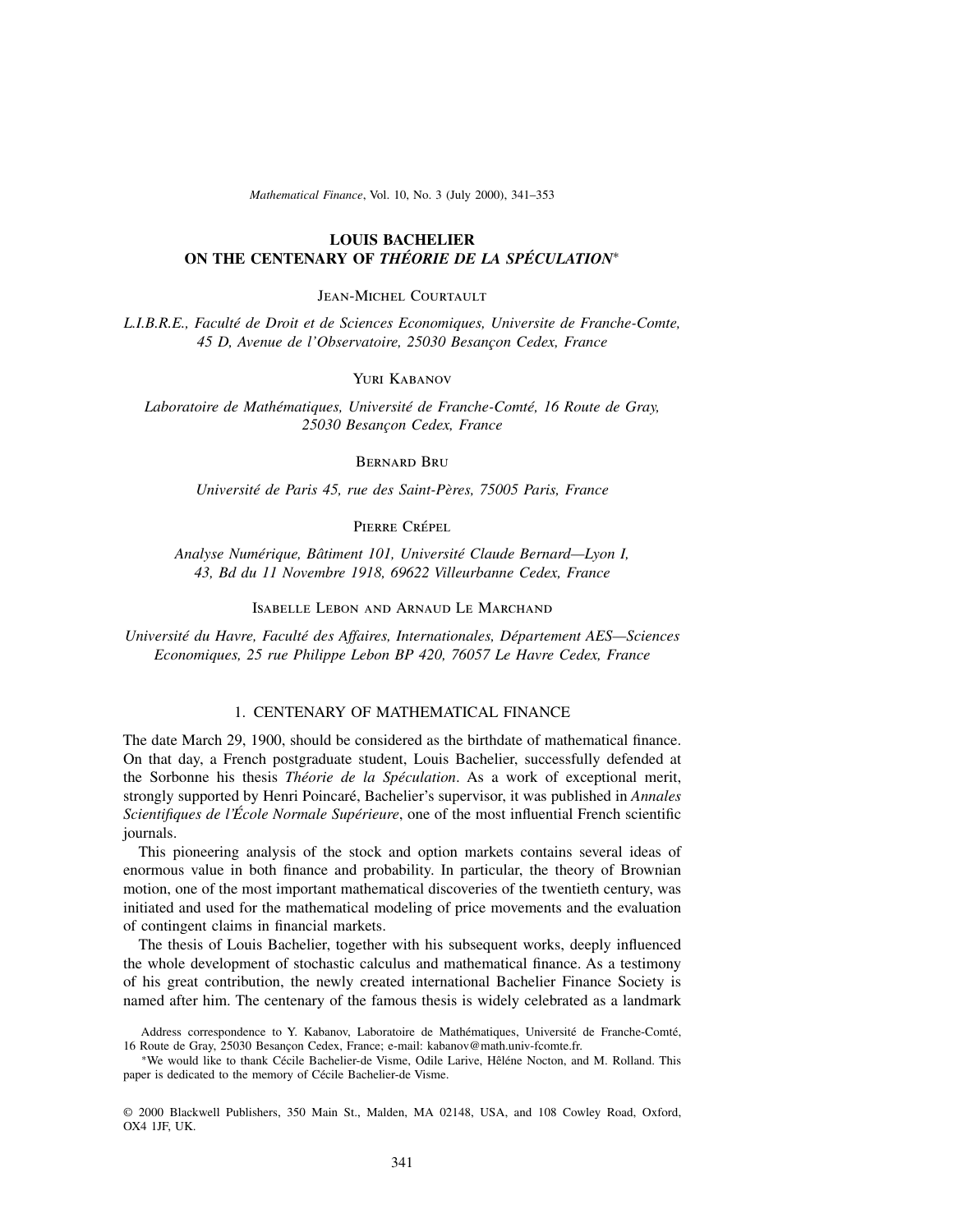# LOUIS BACHELIER ON THE CENTENARY OF *THÉORIE DE LA SPÉCULATION*[*]

Jean-Michel Courtault

*L.I.B.R.E., Faculté de Droit et de Sciences Economiques, Universite de Franche-Comte, 45 D, Avenue de l'Observatoire, 25030 Besançon Cedex, France*

Yuri Kabanov

*Laboratoire de Mathématiques, Université de Franche-Comté, 16 Route de Gray, 25030 Besançon Cedex, France*

Bernard Bru

*Université de Paris 45, rue des Saint-Pères, 75005 Paris, France*

Pierre Crépel

*Analyse Numérique, Bâtiment 101, Université Claude Bernard—Lyon I, 43, Bd du 11 Novembre 1918, 69622 Villeurbanne Cedex, France*

Isabelle Lebon and Arnaud Le Marchand

*Université du Havre, Faculté des Affaires, Internationales, Département AES—Sciences Economiques, 25 rue Philippe Lebon BP 420, 76057 Le Havre Cedex, France*

## 1. CENTENARY OF MATHEMATICAL FINANCE

The date March 29, 1900, should be considered as the birthdate of mathematical finance. On that day, a French postgraduate student, Louis Bachelier, successfully defended at the Sorbonne his thesis *Théorie de la Spéculation*. As a work of exceptional merit, strongly supported by Henri Poincaré, Bachelier's supervisor, it was published in *Annales Scientifiques de l'École Normale Supérieure*, one of the most influential French scientific journals.

This pioneering analysis of the stock and option markets contains several ideas of enormous value in both finance and probability. In particular, the theory of Brownian motion, one of the most important mathematical discoveries of the twentieth century, was initiated and used for the mathematical modeling of price movements and the evaluation of contingent claims in financial markets.

The thesis of Louis Bachelier, together with his subsequent works, deeply influenced the whole development of stochastic calculus and mathematical finance. As a testimony of his great contribution, the newly created international Bachelier Finance Society is named after him. The centenary of the famous thesis is widely celebrated as a landmark

Address correspondence to Y. Kabanov, Laboratoire de Mathématiques, Université de Franche-Comté, 16 Route de Gray, 25030 Besançon Cedex, France; e-mail: kabanov@math.univ-fcomte.fr.

[*]We would like to thank Cécile Bachelier-de Visme, Odile Larive, Hêléne Nocton, and M. Rolland. This paper is dedicated to the memory of Cécile Bachelier-de Visme.

© 2000 Blackwell Publishers, 350 Main St., Malden, MA 02148, USA, and 108 Cowley Road, Oxford, OX4 1JF, UK.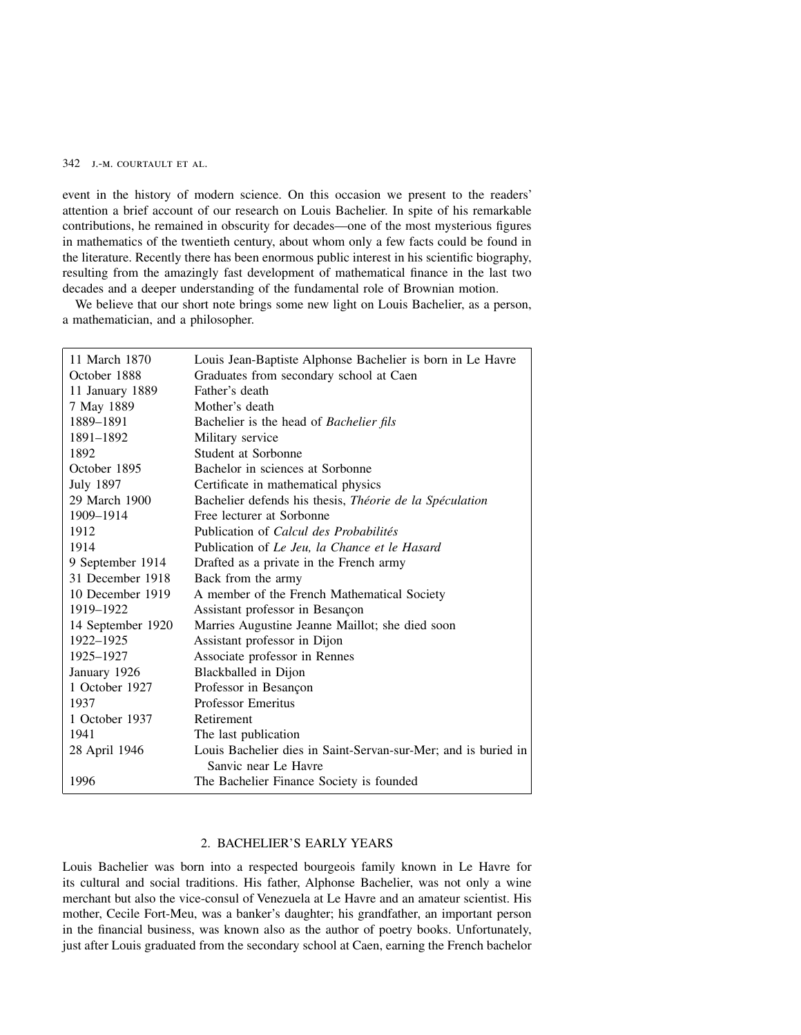event in the history of modern science. On this occasion we present to the readers' attention a brief account of our research on Louis Bachelier. In spite of his remarkable contributions, he remained in obscurity for decades—one of the most mysterious figures in mathematics of the twentieth century, about whom only a few facts could be found in the literature. Recently there has been enormous public interest in his scientific biography, resulting from the amazingly fast development of mathematical finance in the last two decades and a deeper understanding of the fundamental role of Brownian motion.

We believe that our short note brings some new light on Louis Bachelier, as a person, a mathematician, and a philosopher.

| | |
|---|---|
| 11 March 1870 | Louis Jean-Baptiste Alphonse Bachelier is born in Le Havre |
| October 1888 | Graduates from secondary school at Caen |
| 11 January 1889 | Father's death |
| 7 May 1889 | Mother's death |
| 1889–1891 | Bachelier is the head of *Bachelier fils* |
| 1891–1892 | Military service |
| 1892 | Student at Sorbonne |
| October 1895 | Bachelor in sciences at Sorbonne |
| July 1897 | Certificate in mathematical physics |
| 29 March 1900 | Bachelier defends his thesis, *Théorie de la Spéculation* |
| 1909–1914 | Free lecturer at Sorbonne |
| 1912 | Publication of *Calcul des Probabilités* |
| 1914 | Publication of *Le Jeu, la Chance et le Hasard* |
| 9 September 1914 | Drafted as a private in the French army |
| 31 December 1918 | Back from the army |
| 10 December 1919 | A member of the French Mathematical Society |
| 1919–1922 | Assistant professor in Besançon |
| 14 September 1920 | Marries Augustine Jeanne Maillot; she died soon |
| 1922–1925 | Assistant professor in Dijon |
| 1925–1927 | Associate professor in Rennes |
| January 1926 | Blackballed in Dijon |
| 1 October 1927 | Professor in Besançon |
| 1937 | Professor Emeritus |
| 1 October 1937 | Retirement |
| 1941 | The last publication |
| 28 April 1946 | Louis Bachelier dies in Saint-Servan-sur-Mer; and is buried in Sanvic near Le Havre |
| 1996 | The Bachelier Finance Society is founded |

## 2. BACHELIER'S EARLY YEARS

Louis Bachelier was born into a respected bourgeois family known in Le Havre for its cultural and social traditions. His father, Alphonse Bachelier, was not only a wine merchant but also the vice-consul of Venezuela at Le Havre and an amateur scientist. His mother, Cecile Fort-Meu, was a banker's daughter; his grandfather, an important person in the financial business, was known also as the author of poetry books. Unfortunately, just after Louis graduated from the secondary school at Caen, earning the French bachelor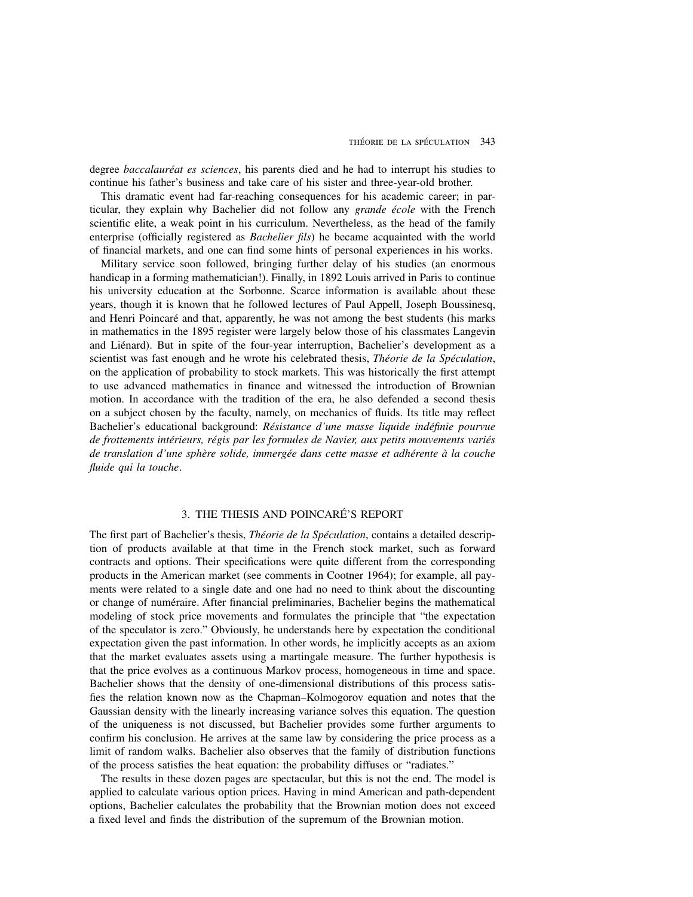degree *baccalauréat es sciences*, his parents died and he had to interrupt his studies to continue his father's business and take care of his sister and three-year-old brother.

This dramatic event had far-reaching consequences for his academic career; in particular, they explain why Bachelier did not follow any *grande école* with the French scientific elite, a weak point in his curriculum. Nevertheless, as the head of the family enterprise (officially registered as *Bachelier fils*) he became acquainted with the world of financial markets, and one can find some hints of personal experiences in his works.

Military service soon followed, bringing further delay of his studies (an enormous handicap in a forming mathematician!). Finally, in 1892 Louis arrived in Paris to continue his university education at the Sorbonne. Scarce information is available about these years, though it is known that he followed lectures of Paul Appell, Joseph Boussinesq, and Henri Poincaré and that, apparently, he was not among the best students (his marks in mathematics in the 1895 register were largely below those of his classmates Langevin and Liénard). But in spite of the four-year interruption, Bachelier's development as a scientist was fast enough and he wrote his celebrated thesis, *Théorie de la Spéculation*, on the application of probability to stock markets. This was historically the first attempt to use advanced mathematics in finance and witnessed the introduction of Brownian motion. In accordance with the tradition of the era, he also defended a second thesis on a subject chosen by the faculty, namely, on mechanics of fluids. Its title may reflect Bachelier's educational background: *Résistance d'une masse liquide indéfinie pourvue de frottements intérieurs, régis par les formules de Navier, aux petits mouvements variés de translation d'une sphère solide, immergée dans cette masse et adhérente à la couche fluide qui la touche*.

## 3. THE THESIS AND POINCARÉ'S REPORT

The first part of Bachelier's thesis, *Théorie de la Spéculation*, contains a detailed description of products available at that time in the French stock market, such as forward contracts and options. Their specifications were quite different from the corresponding products in the American market (see comments in Cootner 1964); for example, all payments were related to a single date and one had no need to think about the discounting or change of numéraire. After financial preliminaries, Bachelier begins the mathematical modeling of stock price movements and formulates the principle that "the expectation of the speculator is zero." Obviously, he understands here by expectation the conditional expectation given the past information. In other words, he implicitly accepts as an axiom that the market evaluates assets using a martingale measure. The further hypothesis is that the price evolves as a continuous Markov process, homogeneous in time and space. Bachelier shows that the density of one-dimensional distributions of this process satisfies the relation known now as the Chapman–Kolmogorov equation and notes that the Gaussian density with the linearly increasing variance solves this equation. The question of the uniqueness is not discussed, but Bachelier provides some further arguments to confirm his conclusion. He arrives at the same law by considering the price process as a limit of random walks. Bachelier also observes that the family of distribution functions of the process satisfies the heat equation: the probability diffuses or "radiates."

The results in these dozen pages are spectacular, but this is not the end. The model is applied to calculate various option prices. Having in mind American and path-dependent options, Bachelier calculates the probability that the Brownian motion does not exceed a fixed level and finds the distribution of the supremum of the Brownian motion.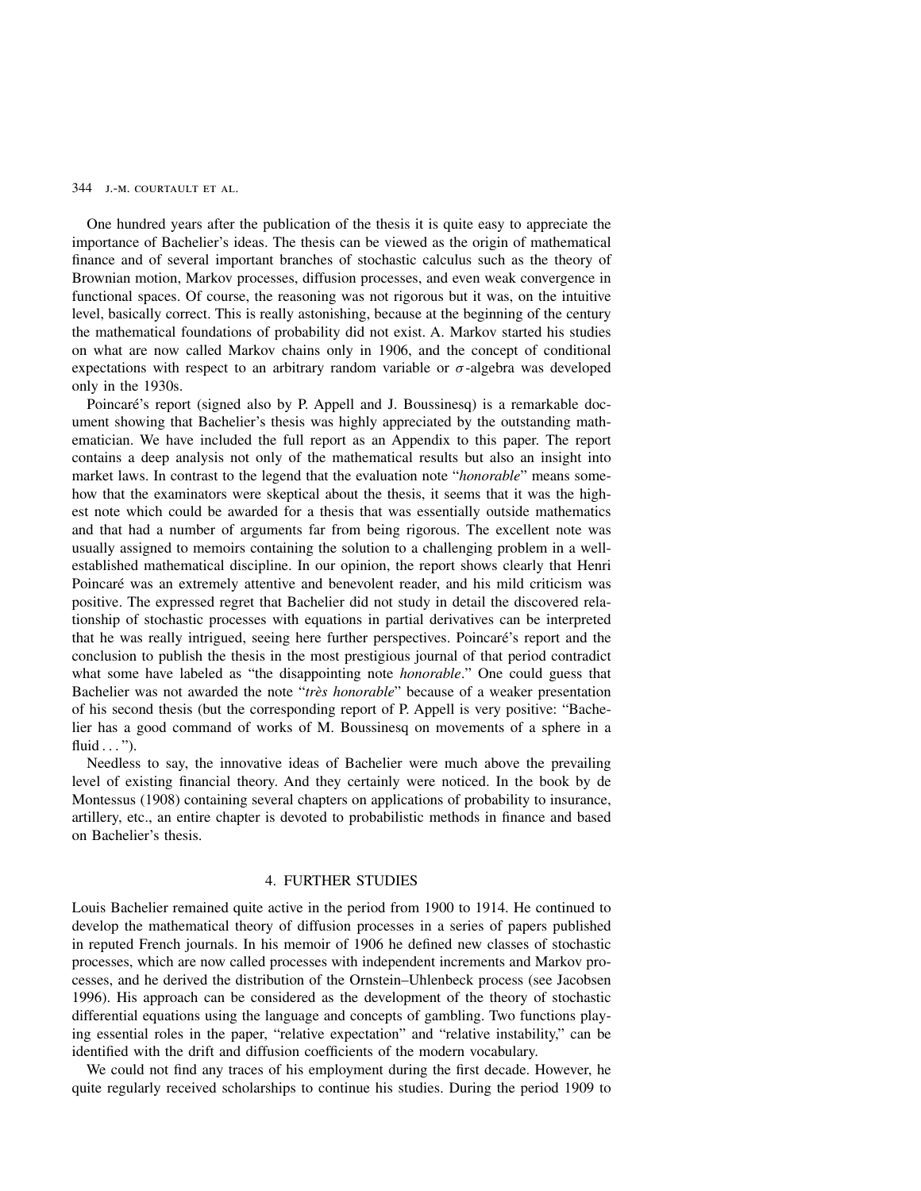One hundred years after the publication of the thesis it is quite easy to appreciate the importance of Bachelier's ideas. The thesis can be viewed as the origin of mathematical finance and of several important branches of stochastic calculus such as the theory of Brownian motion, Markov processes, diffusion processes, and even weak convergence in functional spaces. Of course, the reasoning was not rigorous but it was, on the intuitive level, basically correct. This is really astonishing, because at the beginning of the century the mathematical foundations of probability did not exist. A. Markov started his studies on what are now called Markov chains only in 1906, and the concept of conditional expectations with respect to an arbitrary random variable or $\sigma$-algebra was developed only in the 1930s.

Poincaré's report (signed also by P. Appell and J. Boussinesq) is a remarkable document showing that Bachelier's thesis was highly appreciated by the outstanding mathematician. We have included the full report as an Appendix to this paper. The report contains a deep analysis not only of the mathematical results but also an insight into market laws. In contrast to the legend that the evaluation note "*honorable*" means somehow that the examinators were skeptical about the thesis, it seems that it was the highest note which could be awarded for a thesis that was essentially outside mathematics and that had a number of arguments far from being rigorous. The excellent note was usually assigned to memoirs containing the solution to a challenging problem in a well-established mathematical discipline. In our opinion, the report shows clearly that Henri Poincaré was an extremely attentive and benevolent reader, and his mild criticism was positive. The expressed regret that Bachelier did not study in detail the discovered relationship of stochastic processes with equations in partial derivatives can be interpreted that he was really intrigued, seeing here further perspectives. Poincaré's report and the conclusion to publish the thesis in the most prestigious journal of that period contradict what some have labeled as "the disappointing note *honorable*." One could guess that Bachelier was not awarded the note "*très honorable*" because of a weaker presentation of his second thesis (but the corresponding report of P. Appell is very positive: "Bachelier has a good command of works of M. Boussinesq on movements of a sphere in a fluid . . . ").

Needless to say, the innovative ideas of Bachelier were much above the prevailing level of existing financial theory. And they certainly were noticed. In the book by de Montessus (1908) containing several chapters on applications of probability to insurance, artillery, etc., an entire chapter is devoted to probabilistic methods in finance and based on Bachelier's thesis.

## 4. FURTHER STUDIES

Louis Bachelier remained quite active in the period from 1900 to 1914. He continued to develop the mathematical theory of diffusion processes in a series of papers published in reputed French journals. In his memoir of 1906 he defined new classes of stochastic processes, which are now called processes with independent increments and Markov processes, and he derived the distribution of the Ornstein–Uhlenbeck process (see Jacobsen 1996). His approach can be considered as the development of the theory of stochastic differential equations using the language and concepts of gambling. Two functions playing essential roles in the paper, "relative expectation" and "relative instability," can be identified with the drift and diffusion coefficients of the modern vocabulary.

We could not find any traces of his employment during the first decade. However, he quite regularly received scholarships to continue his studies. During the period 1909 to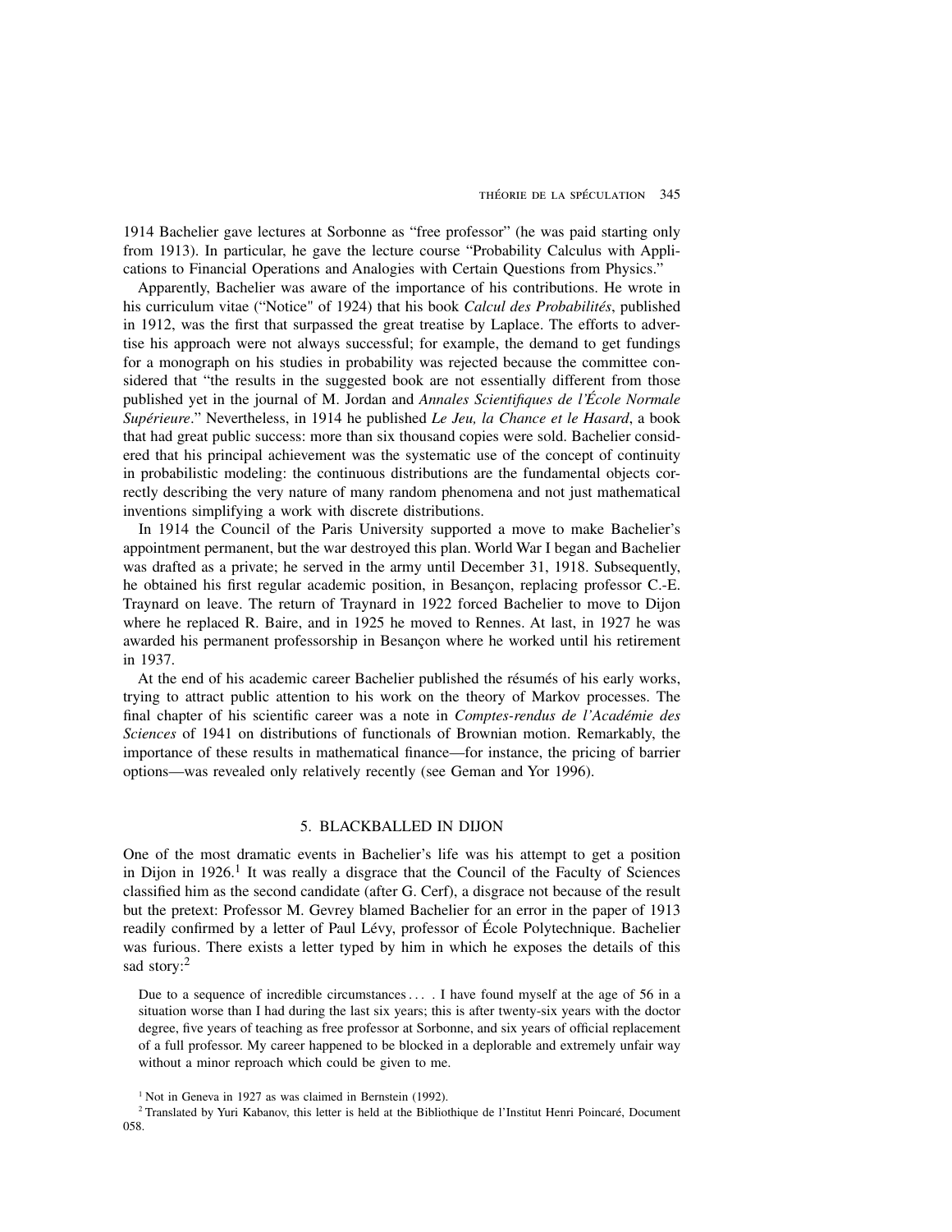1914 Bachelier gave lectures at Sorbonne as "free professor" (he was paid starting only from 1913). In particular, he gave the lecture course "Probability Calculus with Applications to Financial Operations and Analogies with Certain Questions from Physics."

Apparently, Bachelier was aware of the importance of his contributions. He wrote in his curriculum vitae ("Notice" of 1924) that his book *Calcul des Probabilités*, published in 1912, was the first that surpassed the great treatise by Laplace. The efforts to advertise his approach were not always successful; for example, the demand to get fundings for a monograph on his studies in probability was rejected because the committee considered that "the results in the suggested book are not essentially different from those published yet in the journal of M. Jordan and *Annales Scientifiques de l'École Normale Supérieure*." Nevertheless, in 1914 he published *Le Jeu, la Chance et le Hasard*, a book that had great public success: more than six thousand copies were sold. Bachelier considered that his principal achievement was the systematic use of the concept of continuity in probabilistic modeling: the continuous distributions are the fundamental objects correctly describing the very nature of many random phenomena and not just mathematical inventions simplifying a work with discrete distributions.

In 1914 the Council of the Paris University supported a move to make Bachelier's appointment permanent, but the war destroyed this plan. World War I began and Bachelier was drafted as a private; he served in the army until December 31, 1918. Subsequently, he obtained his first regular academic position, in Besançon, replacing professor C.-E. Traynard on leave. The return of Traynard in 1922 forced Bachelier to move to Dijon where he replaced R. Baire, and in 1925 he moved to Rennes. At last, in 1927 he was awarded his permanent professorship in Besançon where he worked until his retirement in 1937.

At the end of his academic career Bachelier published the résumés of his early works, trying to attract public attention to his work on the theory of Markov processes. The final chapter of his scientific career was a note in *Comptes-rendus de l'Académie des Sciences* of 1941 on distributions of functionals of Brownian motion. Remarkably, the importance of these results in mathematical finance—for instance, the pricing of barrier options—was revealed only relatively recently (see Geman and Yor 1996).

## 5. BLACKBALLED IN DIJON

One of the most dramatic events in Bachelier's life was his attempt to get a position in Dijon in 1926.[1] It was really a disgrace that the Council of the Faculty of Sciences classified him as the second candidate (after G. Cerf), a disgrace not because of the result but the pretext: Professor M. Gevrey blamed Bachelier for an error in the paper of 1913 readily confirmed by a letter of Paul Lévy, professor of École Polytechnique. Bachelier was furious. There exists a letter typed by him in which he exposes the details of this sad story:[2]

> Due to a sequence of incredible circumstances . . . . I have found myself at the age of 56 in a situation worse than I had during the last six years; this is after twenty-six years with the doctor degree, five years of teaching as free professor at Sorbonne, and six years of official replacement of a full professor. My career happened to be blocked in a deplorable and extremely unfair way without a minor reproach which could be given to me.

[1] Not in Geneva in 1927 as was claimed in Bernstein (1992).

[2] Translated by Yuri Kabanov, this letter is held at the Bibliothique de l'Institut Henri Poincaré, Document 058.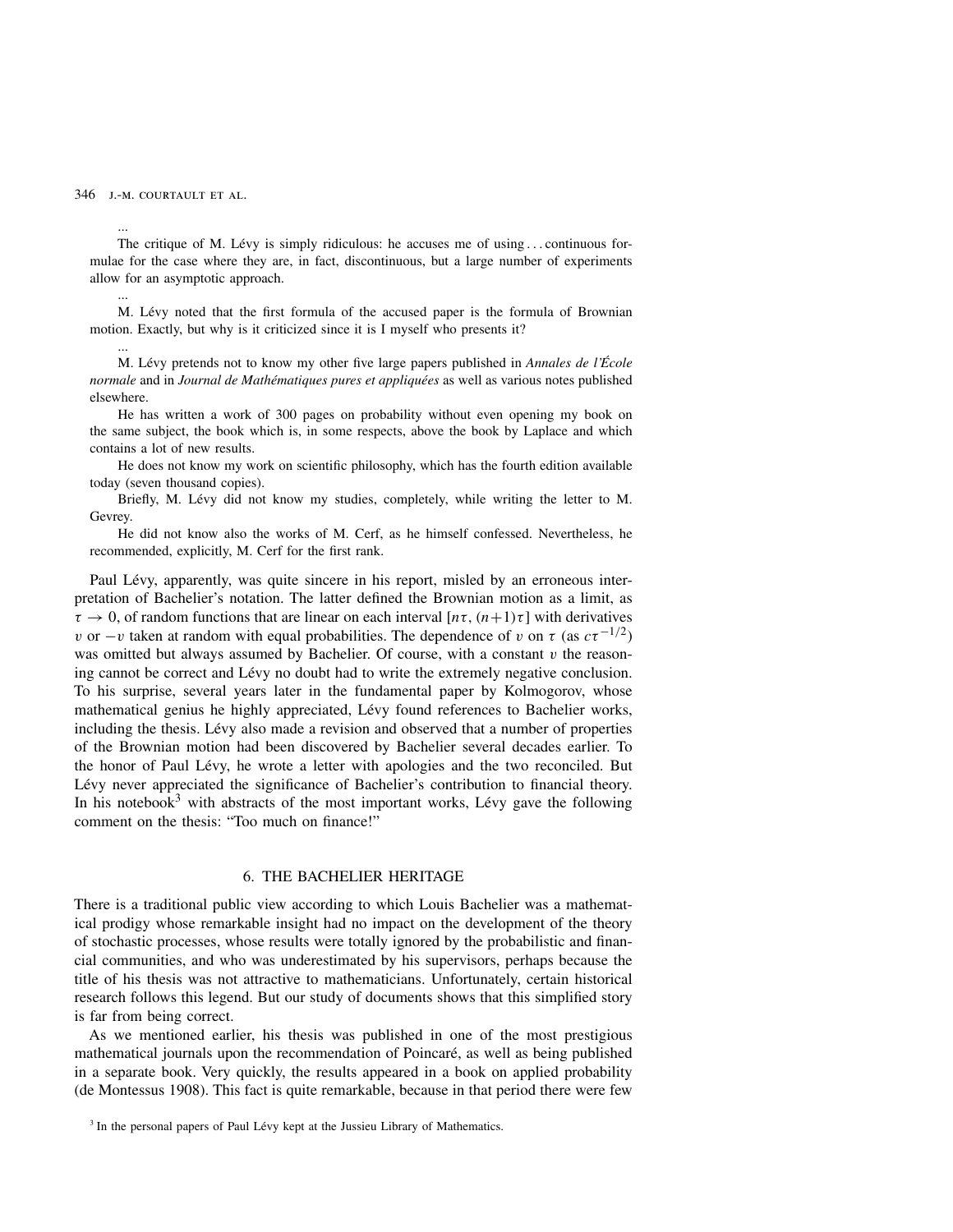...

The critique of M. Lévy is simply ridiculous: he accuses me of using . . . continuous formulae for the case where they are, in fact, discontinuous, but a large number of experiments allow for an asymptotic approach.

...

M. Lévy noted that the first formula of the accused paper is the formula of Brownian motion. Exactly, but why is it criticized since it is I myself who presents it?

...

M. Lévy pretends not to know my other five large papers published in *Annales de l'École normale* and in *Journal de Mathématiques pures et appliquées* as well as various notes published elsewhere.

He has written a work of 300 pages on probability without even opening my book on the same subject, the book which is, in some respects, above the book by Laplace and which contains a lot of new results.

He does not know my work on scientific philosophy, which has the fourth edition available today (seven thousand copies).

Briefly, M. Lévy did not know my studies, completely, while writing the letter to M. Gevrey.

He did not know also the works of M. Cerf, as he himself confessed. Nevertheless, he recommended, explicitly, M. Cerf for the first rank.

Paul Lévy, apparently, was quite sincere in his report, misled by an erroneous interpretation of Bachelier's notation. The latter defined the Brownian motion as a limit, as $\tau \to 0$, of random functions that are linear on each interval $[n\tau, (n+1)\tau]$ with derivatives $v$ or $-v$ taken at random with equal probabilities. The dependence of $v$ on $\tau$ (as $c\tau^{-1/2}$) was omitted but always assumed by Bachelier. Of course, with a constant $v$ the reasoning cannot be correct and Lévy no doubt had to write the extremely negative conclusion. To his surprise, several years later in the fundamental paper by Kolmogorov, whose mathematical genius he highly appreciated, Lévy found references to Bachelier works, including the thesis. Lévy also made a revision and observed that a number of properties of the Brownian motion had been discovered by Bachelier several decades earlier. To the honor of Paul Lévy, he wrote a letter with apologies and the two reconciled. But Lévy never appreciated the significance of Bachelier's contribution to financial theory. In his notebook[3] with abstracts of the most important works, Lévy gave the following comment on the thesis: "Too much on finance!"

## 6. THE BACHELIER HERITAGE

There is a traditional public view according to which Louis Bachelier was a mathematical prodigy whose remarkable insight had no impact on the development of the theory of stochastic processes, whose results were totally ignored by the probabilistic and financial communities, and who was underestimated by his supervisors, perhaps because the title of his thesis was not attractive to mathematicians. Unfortunately, certain historical research follows this legend. But our study of documents shows that this simplified story is far from being correct.

As we mentioned earlier, his thesis was published in one of the most prestigious mathematical journals upon the recommendation of Poincaré, as well as being published in a separate book. Very quickly, the results appeared in a book on applied probability (de Montessus 1908). This fact is quite remarkable, because in that period there were few

[3] In the personal papers of Paul Lévy kept at the Jussieu Library of Mathematics.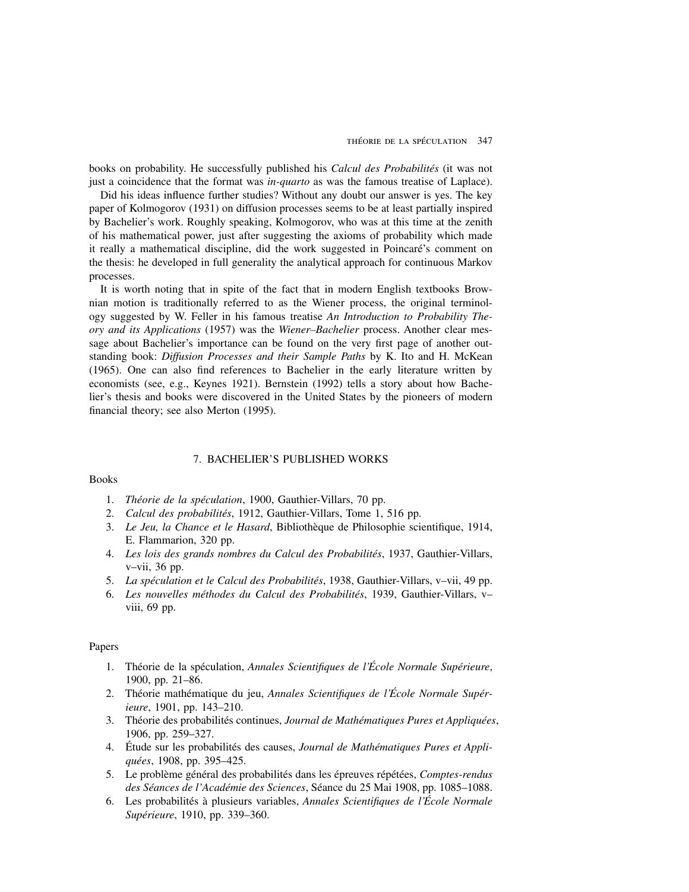books on probability. He successfully published his *Calcul des Probabilités* (it was not just a coincidence that the format was *in-quarto* as was the famous treatise of Laplace).

Did his ideas influence further studies? Without any doubt our answer is yes. The key paper of Kolmogorov (1931) on diffusion processes seems to be at least partially inspired by Bachelier's work. Roughly speaking, Kolmogorov, who was at this time at the zenith of his mathematical power, just after suggesting the axioms of probability which made it really a mathematical discipline, did the work suggested in Poincaré's comment on the thesis: he developed in full generality the analytical approach for continuous Markov processes.

It is worth noting that in spite of the fact that in modern English textbooks Brownian motion is traditionally referred to as the Wiener process, the original terminology suggested by W. Feller in his famous treatise *An Introduction to Probability Theory and its Applications* (1957) was the *Wiener–Bachelier* process. Another clear message about Bachelier's importance can be found on the very first page of another outstanding book: *Diffusion Processes and their Sample Paths* by K. Ito and H. McKean (1965). One can also find references to Bachelier in the early literature written by economists (see, e.g., Keynes 1921). Bernstein (1992) tells a story about how Bachelier's thesis and books were discovered in the United States by the pioneers of modern financial theory; see also Merton (1995).

## 7. BACHELIER'S PUBLISHED WORKS

### Books

1. *Théorie de la spéculation*, 1900, Gauthier-Villars, 70 pp.
2. *Calcul des probabilités*, 1912, Gauthier-Villars, Tome 1, 516 pp.
3. *Le Jeu, la Chance et le Hasard*, Bibliothèque de Philosophie scientifique, 1914, E. Flammarion, 320 pp.
4. *Les lois des grands nombres du Calcul des Probabilités*, 1937, Gauthier-Villars, v–vii, 36 pp.
5. *La spéculation et le Calcul des Probabilités*, 1938, Gauthier-Villars, v–vii, 49 pp.
6. *Les nouvelles méthodes du Calcul des Probabilités*, 1939, Gauthier-Villars, v–viii, 69 pp.

### Papers

1. Théorie de la spéculation, *Annales Scientifiques de l'École Normale Supérieure*, 1900, pp. 21–86.
2. Théorie mathématique du jeu, *Annales Scientifiques de l'École Normale Supérieure*, 1901, pp. 143–210.
3. Théorie des probabilités continues, *Journal de Mathématiques Pures et Appliquées*, 1906, pp. 259–327.
4. Étude sur les probabilités des causes, *Journal de Mathématiques Pures et Appliquées*, 1908, pp. 395–425.
5. Le problème général des probabilités dans les épreuves répétées, *Comptes-rendus des Séances de l'Académie des Sciences*, Séance du 25 Mai 1908, pp. 1085–1088.
6. Les probabilités à plusieurs variables, *Annales Scientifiques de l'École Normale Supérieure*, 1910, pp. 339–360.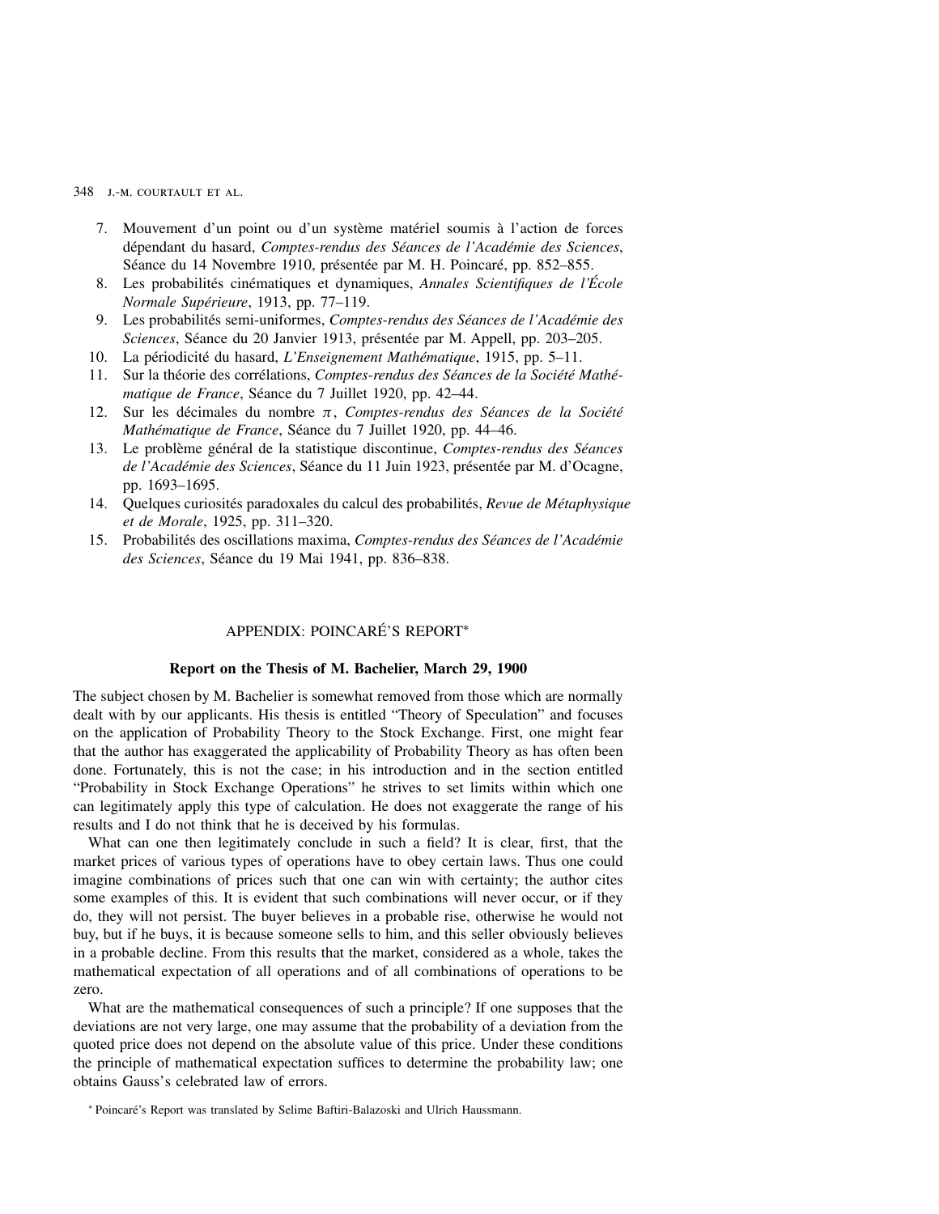7. Mouvement d'un point ou d'un système matériel soumis à l'action de forces dépendant du hasard, *Comptes-rendus des Séances de l'Académie des Sciences*, Séance du 14 Novembre 1910, présentée par M. H. Poincaré, pp. 852–855.
8. Les probabilités cinématiques et dynamiques, *Annales Scientifiques de l'École Normale Supérieure*, 1913, pp. 77–119.
9. Les probabilités semi-uniformes, *Comptes-rendus des Séances de l'Académie des Sciences*, Séance du 20 Janvier 1913, présentée par M. Appell, pp. 203–205.
10. La périodicité du hasard, *L'Enseignement Mathématique*, 1915, pp. 5–11.
11. Sur la théorie des corrélations, *Comptes-rendus des Séances de la Société Mathématique de France*, Séance du 7 Juillet 1920, pp. 42–44.
12. Sur les décimales du nombre $\pi$, *Comptes-rendus des Séances de la Société Mathématique de France*, Séance du 7 Juillet 1920, pp. 44–46.
13. Le problème général de la statistique discontinue, *Comptes-rendus des Séances de l'Académie des Sciences*, Séance du 11 Juin 1923, présentée par M. d'Ocagne, pp. 1693–1695.
14. Quelques curiosités paradoxales du calcul des probabilités, *Revue de Métaphysique et de Morale*, 1925, pp. 311–320.
15. Probabilités des oscillations maxima, *Comptes-rendus des Séances de l'Académie des Sciences*, Séance du 19 Mai 1941, pp. 836–838.

## APPENDIX: POINCARÉ'S REPORT*

### Report on the Thesis of M. Bachelier, March 29, 1900

The subject chosen by M. Bachelier is somewhat removed from those which are normally dealt with by our applicants. His thesis is entitled "Theory of Speculation" and focuses on the application of Probability Theory to the Stock Exchange. First, one might fear that the author has exaggerated the applicability of Probability Theory as has often been done. Fortunately, this is not the case; in his introduction and in the section entitled "Probability in Stock Exchange Operations" he strives to set limits within which one can legitimately apply this type of calculation. He does not exaggerate the range of his results and I do not think that he is deceived by his formulas.

What can one then legitimately conclude in such a field? It is clear, first, that the market prices of various types of operations have to obey certain laws. Thus one could imagine combinations of prices such that one can win with certainty; the author cites some examples of this. It is evident that such combinations will never occur, or if they do, they will not persist. The buyer believes in a probable rise, otherwise he would not buy, but if he buys, it is because someone sells to him, and this seller obviously believes in a probable decline. From this results that the market, considered as a whole, takes the mathematical expectation of all operations and of all combinations of operations to be zero.

What are the mathematical consequences of such a principle? If one supposes that the deviations are not very large, one may assume that the probability of a deviation from the quoted price does not depend on the absolute value of this price. Under these conditions the principle of mathematical expectation suffices to determine the probability law; one obtains Gauss's celebrated law of errors.

* Poincaré's Report was translated by Selime Baftiri-Balazoski and Ulrich Haussmann.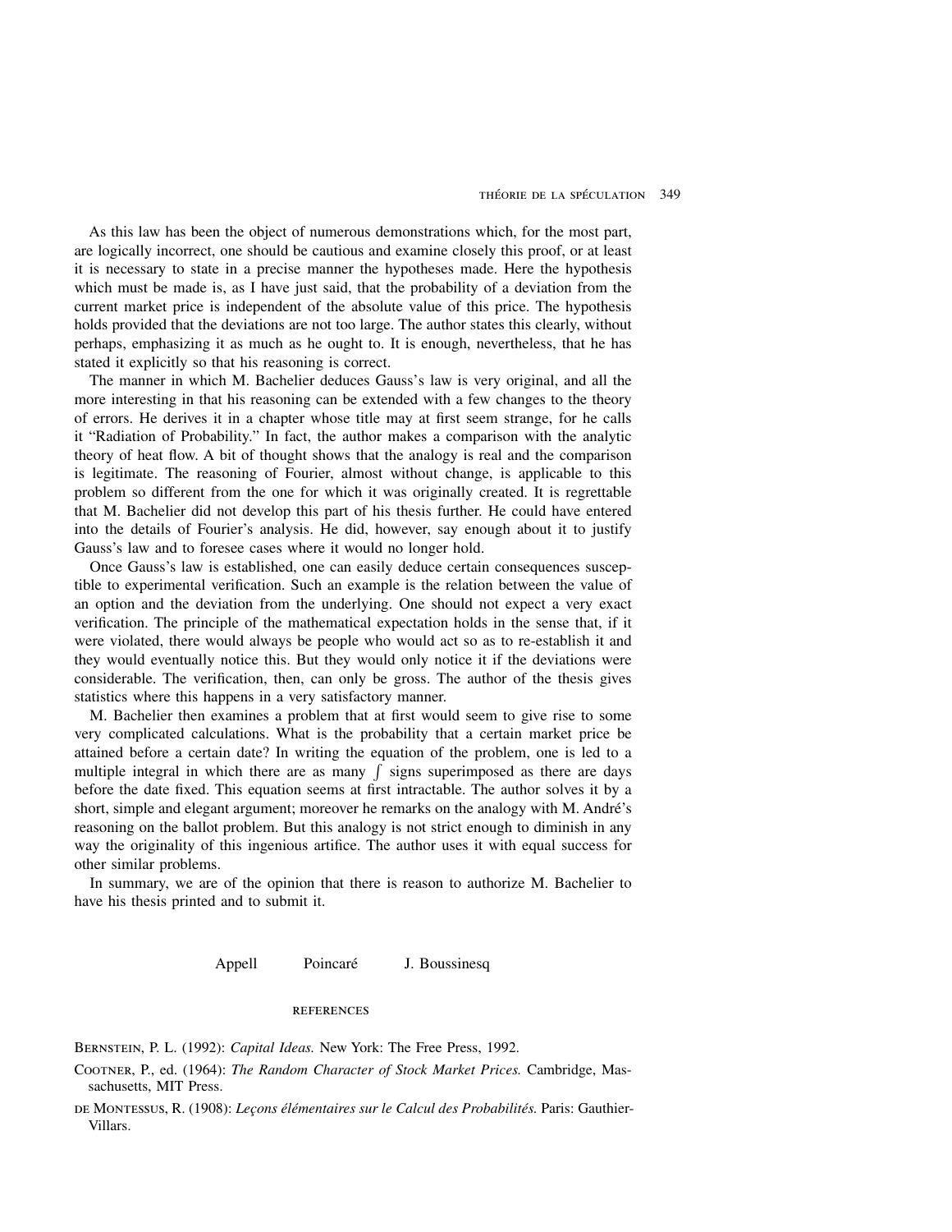As this law has been the object of numerous demonstrations which, for the most part, are logically incorrect, one should be cautious and examine closely this proof, or at least it is necessary to state in a precise manner the hypotheses made. Here the hypothesis which must be made is, as I have just said, that the probability of a deviation from the current market price is independent of the absolute value of this price. The hypothesis holds provided that the deviations are not too large. The author states this clearly, without perhaps, emphasizing it as much as he ought to. It is enough, nevertheless, that he has stated it explicitly so that his reasoning is correct.

The manner in which M. Bachelier deduces Gauss's law is very original, and all the more interesting in that his reasoning can be extended with a few changes to the theory of errors. He derives it in a chapter whose title may at first seem strange, for he calls it "Radiation of Probability." In fact, the author makes a comparison with the analytic theory of heat flow. A bit of thought shows that the analogy is real and the comparison is legitimate. The reasoning of Fourier, almost without change, is applicable to this problem so different from the one for which it was originally created. It is regrettable that M. Bachelier did not develop this part of his thesis further. He could have entered into the details of Fourier's analysis. He did, however, say enough about it to justify Gauss's law and to foresee cases where it would no longer hold.

Once Gauss's law is established, one can easily deduce certain consequences susceptible to experimental verification. Such an example is the relation between the value of an option and the deviation from the underlying. One should not expect a very exact verification. The principle of the mathematical expectation holds in the sense that, if it were violated, there would always be people who would act so as to re-establish it and they would eventually notice this. But they would only notice it if the deviations were considerable. The verification, then, can only be gross. The author of the thesis gives statistics where this happens in a very satisfactory manner.

M. Bachelier then examines a problem that at first would seem to give rise to some very complicated calculations. What is the probability that a certain market price be attained before a certain date? In writing the equation of the problem, one is led to a multiple integral in which there are as many $\int$ signs superimposed as there are days before the date fixed. This equation seems at first intractable. The author solves it by a short, simple and elegant argument; moreover he remarks on the analogy with M. André's reasoning on the ballot problem. But this analogy is not strict enough to diminish in any way the originality of this ingenious artifice. The author uses it with equal success for other similar problems.

In summary, we are of the opinion that there is reason to authorize M. Bachelier to have his thesis printed and to submit it.

Appell     Poincaré     J. Boussinesq

## REFERENCES

BERNSTEIN, P. L. (1992): *Capital Ideas.* New York: The Free Press, 1992.

COOTNER, P., ed. (1964): *The Random Character of Stock Market Prices.* Cambridge, Massachusetts, MIT Press.

DE MONTESSUS, R. (1908): *Leçons élémentaires sur le Calcul des Probabilités.* Paris: Gauthier-Villars.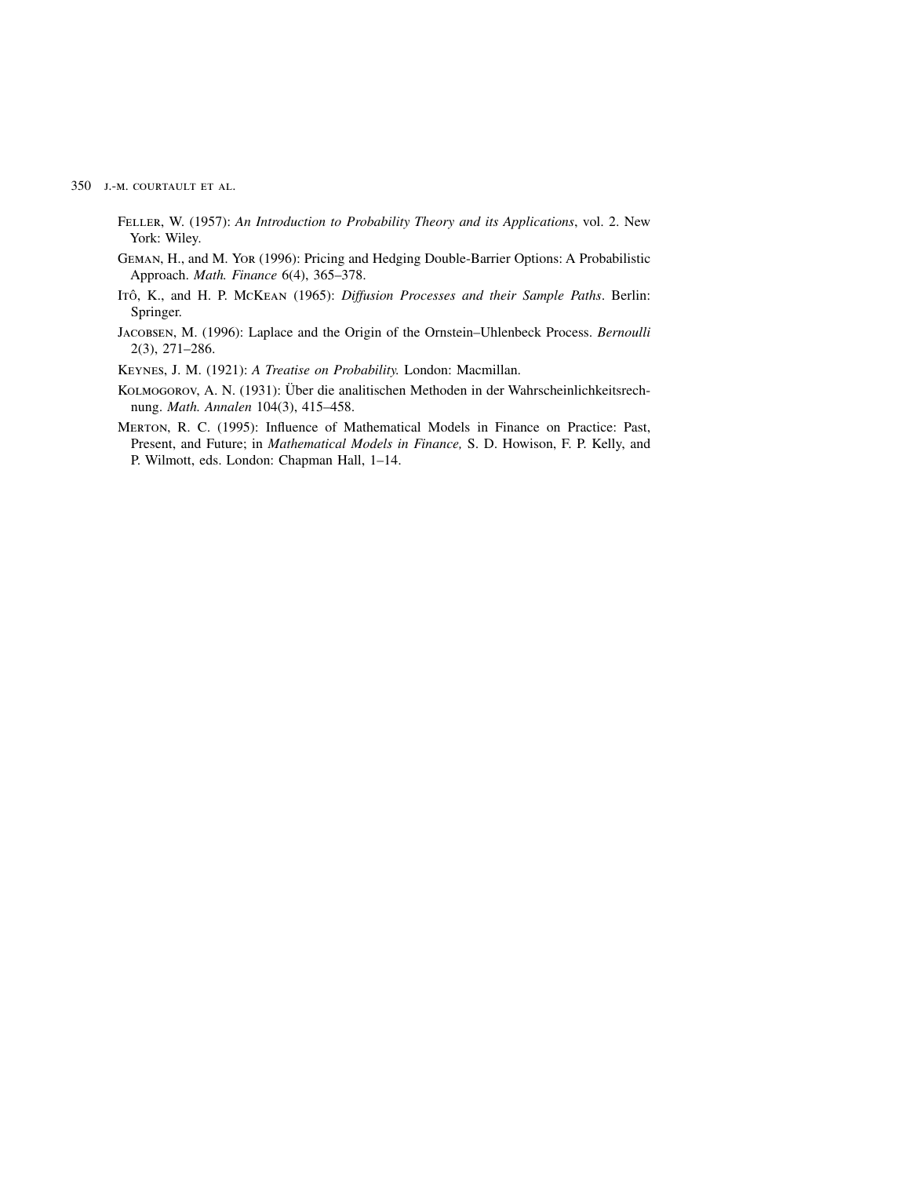Feller, W. (1957): *An Introduction to Probability Theory and its Applications*, vol. 2. New York: Wiley.

Geman, H., and M. Yor (1996): Pricing and Hedging Double-Barrier Options: A Probabilistic Approach. *Math. Finance* 6(4), 365–378.

Itô, K., and H. P. McKean (1965): *Diffusion Processes and their Sample Paths*. Berlin: Springer.

Jacobsen, M. (1996): Laplace and the Origin of the Ornstein–Uhlenbeck Process. *Bernoulli* 2(3), 271–286.

Keynes, J. M. (1921): *A Treatise on Probability.* London: Macmillan.

Kolmogorov, A. N. (1931): Über die analitischen Methoden in der Wahrscheinlichkeitsrechnung. *Math. Annalen* 104(3), 415–458.

Merton, R. C. (1995): Influence of Mathematical Models in Finance on Practice: Past, Present, and Future; in *Mathematical Models in Finance,* S. D. Howison, F. P. Kelly, and P. Wilmott, eds. London: Chapman Hall, 1–14.